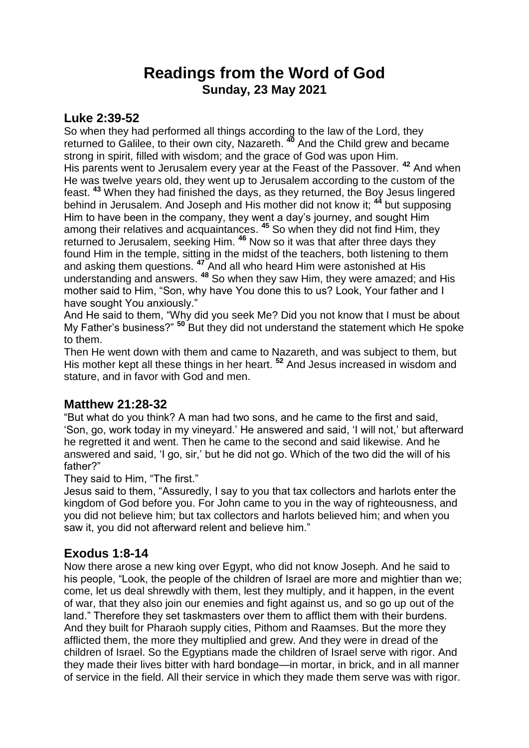# Readings from the Word of God

## Sunday, 23 May 2021

### Luke 2:39-52

So when they had performed all things according to the law of the Lord, they returned to Galilee, to their own city, Nazareth. [40] And the Child grew and became strong in spirit, filled with wisdom; and the grace of God was upon Him.

His parents went to Jerusalem every year at the Feast of the Passover. [42] And when He was twelve years old, they went up to Jerusalem according to the custom of the feast. [43] When they had finished the days, as they returned, the Boy Jesus lingered behind in Jerusalem. And Joseph and His mother did not know it; [44] but supposing Him to have been in the company, they went a day's journey, and sought Him among their relatives and acquaintances. [45] So when they did not find Him, they returned to Jerusalem, seeking Him. [46] Now so it was that after three days they found Him in the temple, sitting in the midst of the teachers, both listening to them and asking them questions. [47] And all who heard Him were astonished at His understanding and answers. [48] So when they saw Him, they were amazed; and His mother said to Him, "Son, why have You done this to us? Look, Your father and I have sought You anxiously."

And He said to them, "Why did you seek Me? Did you not know that I must be about My Father's business?" [50] But they did not understand the statement which He spoke to them.

Then He went down with them and came to Nazareth, and was subject to them, but His mother kept all these things in her heart. [52] And Jesus increased in wisdom and stature, and in favor with God and men.

### Matthew 21:28-32

"But what do you think? A man had two sons, and he came to the first and said, 'Son, go, work today in my vineyard.' He answered and said, 'I will not,' but afterward he regretted it and went. Then he came to the second and said likewise. And he answered and said, 'I go, sir,' but he did not go. Which of the two did the will of his father?"

They said to Him, "The first."

Jesus said to them, "Assuredly, I say to you that tax collectors and harlots enter the kingdom of God before you. For John came to you in the way of righteousness, and you did not believe him; but tax collectors and harlots believed him; and when you saw it, you did not afterward relent and believe him."

### Exodus 1:8-14

Now there arose a new king over Egypt, who did not know Joseph. And he said to his people, "Look, the people of the children of Israel are more and mightier than we; come, let us deal shrewdly with them, lest they multiply, and it happen, in the event of war, that they also join our enemies and fight against us, and so go up out of the land." Therefore they set taskmasters over them to afflict them with their burdens. And they built for Pharaoh supply cities, Pithom and Raamses. But the more they afflicted them, the more they multiplied and grew. And they were in dread of the children of Israel. So the Egyptians made the children of Israel serve with rigor. And they made their lives bitter with hard bondage—in mortar, in brick, and in all manner of service in the field. All their service in which they made them serve was with rigor.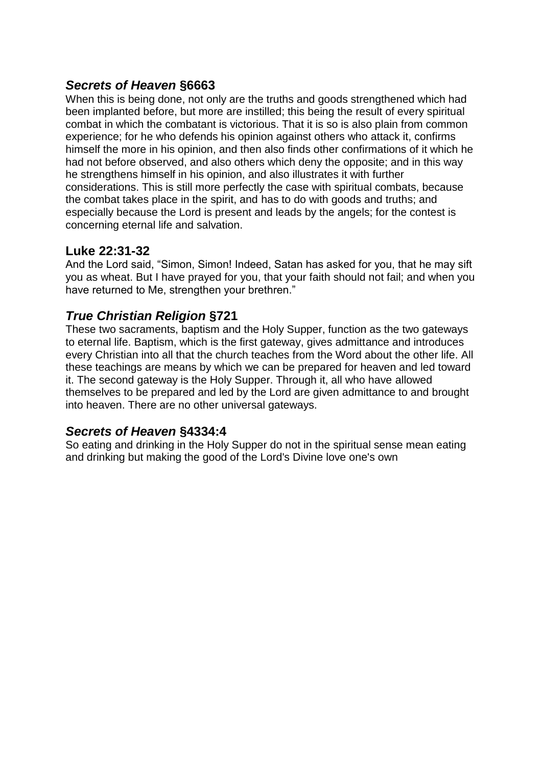## *Secrets of Heaven* §6663

When this is being done, not only are the truths and goods strengthened which had been implanted before, but more are instilled; this being the result of every spiritual combat in which the combatant is victorious. That it is so is also plain from common experience; for he who defends his opinion against others who attack it, confirms himself the more in his opinion, and then also finds other confirmations of it which he had not before observed, and also others which deny the opposite; and in this way he strengthens himself in his opinion, and also illustrates it with further considerations. This is still more perfectly the case with spiritual combats, because the combat takes place in the spirit, and has to do with goods and truths; and especially because the Lord is present and leads by the angels; for the contest is concerning eternal life and salvation.

## Luke 22:31-32

And the Lord said, "Simon, Simon! Indeed, Satan has asked for you, that he may sift you as wheat. But I have prayed for you, that your faith should not fail; and when you have returned to Me, strengthen your brethren."

## *True Christian Religion* §721

These two sacraments, baptism and the Holy Supper, function as the two gateways to eternal life. Baptism, which is the first gateway, gives admittance and introduces every Christian into all that the church teaches from the Word about the other life. All these teachings are means by which we can be prepared for heaven and led toward it. The second gateway is the Holy Supper. Through it, all who have allowed themselves to be prepared and led by the Lord are given admittance to and brought into heaven. There are no other universal gateways.

## *Secrets of Heaven* §4334:4

So eating and drinking in the Holy Supper do not in the spiritual sense mean eating and drinking but making the good of the Lord's Divine love one's own